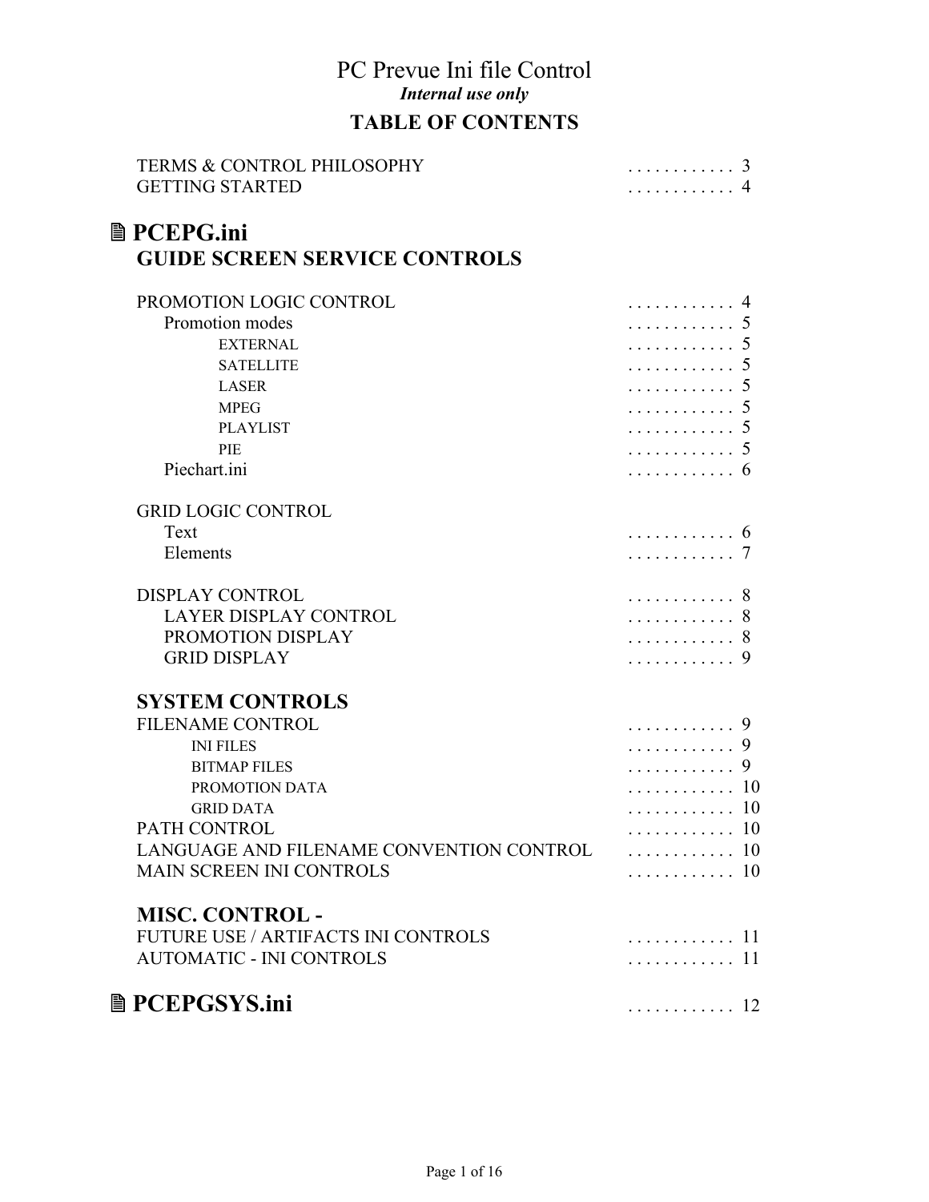# PC Prevue Ini file Control

***Internal use only***

## TABLE OF CONTENTS

| | |
|---|---|
| TERMS & CONTROL PHILOSOPHY | . . . . . . . . . . . 3 |
| GETTING STARTED | . . . . . . . . . . . 4 |

## 🖹 PCEPG.ini

### GUIDE SCREEN SERVICE CONTROLS

| | |
|---|---|
| PROMOTION LOGIC CONTROL | . . . . . . . . . . . 4 |
| Promotion modes | . . . . . . . . . . . 5 |
| EXTERNAL | . . . . . . . . . . . 5 |
| SATELLITE | . . . . . . . . . . . 5 |
| LASER | . . . . . . . . . . . 5 |
| MPEG | . . . . . . . . . . . 5 |
| PLAYLIST | . . . . . . . . . . . 5 |
| PIE | . . . . . . . . . . . 5 |
| Piechart.ini | . . . . . . . . . . . 6 |
| | |
| GRID LOGIC CONTROL | |
| Text | . . . . . . . . . . . 6 |
| Elements | . . . . . . . . . . . 7 |
| | |
| DISPLAY CONTROL | . . . . . . . . . . . 8 |
| LAYER DISPLAY CONTROL | . . . . . . . . . . . 8 |
| PROMOTION DISPLAY | . . . . . . . . . . . 8 |
| GRID DISPLAY | . . . . . . . . . . . 9 |

### SYSTEM CONTROLS

| | |
|---|---|
| FILENAME CONTROL | . . . . . . . . . . . 9 |
| INI FILES | . . . . . . . . . . . 9 |
| BITMAP FILES | . . . . . . . . . . . 9 |
| PROMOTION DATA | . . . . . . . . . . . 10 |
| GRID DATA | . . . . . . . . . . . 10 |
| PATH CONTROL | . . . . . . . . . . . 10 |
| LANGUAGE AND FILENAME CONVENTION CONTROL | . . . . . . . . . . . 10 |
| MAIN SCREEN INI CONTROLS | . . . . . . . . . . . 10 |

### MISC. CONTROL -

| | |
|---|---|
| FUTURE USE / ARTIFACTS INI CONTROLS | . . . . . . . . . . . 11 |
| AUTOMATIC - INI CONTROLS | . . . . . . . . . . . 11 |

## 🖹 PCEPGSYS.ini . . . . . . . . . . . 12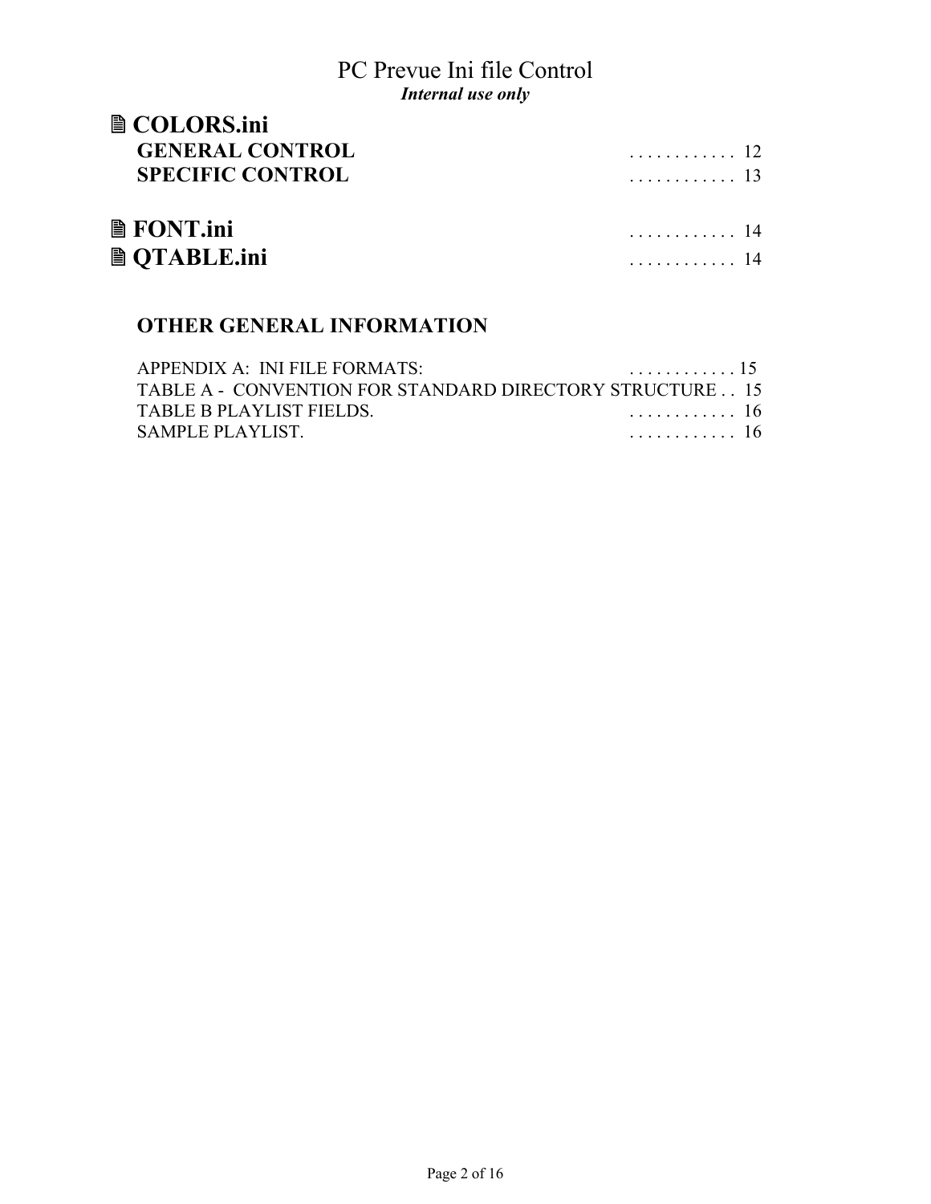# PC Prevue Ini file Control

***Internal use only***

## 🖹 COLORS.ini

**GENERAL CONTROL** . . . . . . . . . . . . 12

**SPECIFIC CONTROL** . . . . . . . . . . . . 13

## 🖹 FONT.ini . . . . . . . . . . . . 14

## 🖹 QTABLE.ini . . . . . . . . . . . . 14

### OTHER GENERAL INFORMATION

APPENDIX A: INI FILE FORMATS: . . . . . . . . . . . . 15

TABLE A - CONVENTION FOR STANDARD DIRECTORY STRUCTURE . . 15

TABLE B PLAYLIST FIELDS. . . . . . . . . . . . . 16

SAMPLE PLAYLIST. . . . . . . . . . . . . 16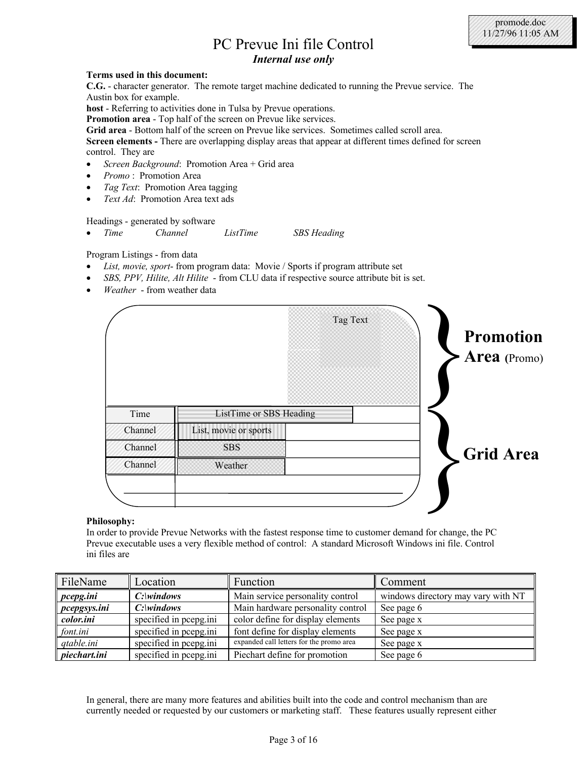# PC Prevue Ini file Control

***Internal use only***

**Terms used in this document:**

**C.G.** - character generator. The remote target machine dedicated to running the Prevue service. The Austin box for example.

**host** - Referring to activities done in Tulsa by Prevue operations.

**Promotion area** - Top half of the screen on Prevue like services.

**Grid area** - Bottom half of the screen on Prevue like services. Sometimes called scroll area.

**Screen elements -** There are overlapping display areas that appear at different times defined for screen control. They are

- *Screen Background*: Promotion Area + Grid area
- *Promo* : Promotion Area
- *Tag Text*: Promotion Area tagging
- *Text Ad*: Promotion Area text ads

Headings - generated by software

- *Time* *Channel* *ListTime* *SBS Heading*

Program Listings - from data

- *List, movie, sport*- from program data: Movie / Sports if program attribute set
- *SBS, PPV, Hilite, Alt Hilite* - from CLU data if respective source attribute bit is set.
- *Weather* - from weather data

Tag Text

**Promotion Area** (Promo)

| Time | ListTime or SBS Heading |
|---|---|
| Channel | List, movie or sports |
| Channel | SBS |
| Channel | Weather |

**Grid Area**

**Philosophy:**

In order to provide Prevue Networks with the fastest response time to customer demand for change, the PC Prevue executable uses a very flexible method of control: A standard Microsoft Windows ini file. Control ini files are

| FileName | Location | Function | Comment |
|---|---|---|---|
| ***pcepg.ini*** | ***C:\windows*** | Main service personality control | windows directory may vary with NT |
| ***pcepgsys.ini*** | ***C:\windows*** | Main hardware personality control | See page 6 |
| ***color.ini*** | specified in pcepg.ini | color define for display elements | See page x |
| *font.ini* | specified in pcepg.ini | font define for display elements | See page x |
| *qtable.ini* | specified in pcepg.ini | expanded call letters for the promo area | See page x |
| ***piechart.ini*** | specified in pcepg.ini | Piechart define for promotion | See page 6 |

In general, there are many more features and abilities built into the code and control mechanism than are currently needed or requested by our customers or marketing staff. These features usually represent either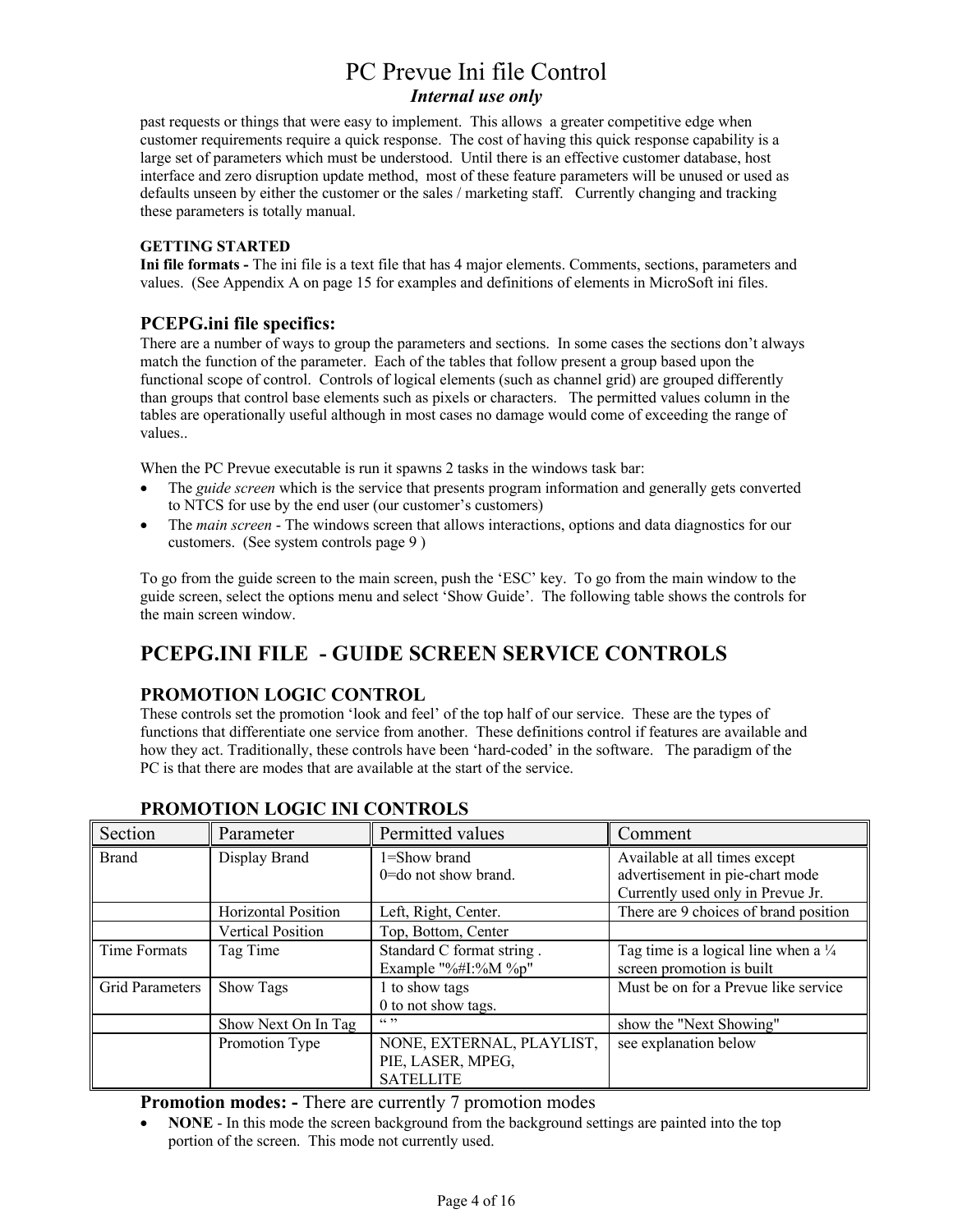past requests or things that were easy to implement. This allows a greater competitive edge when customer requirements require a quick response. The cost of having this quick response capability is a large set of parameters which must be understood. Until there is an effective customer database, host interface and zero disruption update method, most of these feature parameters will be unused or used as defaults unseen by either the customer or the sales / marketing staff. Currently changing and tracking these parameters is totally manual.

**GETTING STARTED**

**Ini file formats -** The ini file is a text file that has 4 major elements. Comments, sections, parameters and values. (See Appendix A on page 15 for examples and definitions of elements in MicroSoft ini files.

### PCEPG.ini file specifics:

There are a number of ways to group the parameters and sections. In some cases the sections don't always match the function of the parameter. Each of the tables that follow present a group based upon the functional scope of control. Controls of logical elements (such as channel grid) are grouped differently than groups that control base elements such as pixels or characters. The permitted values column in the tables are operationally useful although in most cases no damage would come of exceeding the range of values..

When the PC Prevue executable is run it spawns 2 tasks in the windows task bar:

- The *guide screen* which is the service that presents program information and generally gets converted to NTCS for use by the end user (our customer's customers)
- The *main screen* - The windows screen that allows interactions, options and data diagnostics for our customers. (See system controls page 9 )

To go from the guide screen to the main screen, push the 'ESC' key. To go from the main window to the guide screen, select the options menu and select 'Show Guide'. The following table shows the controls for the main screen window.

## PCEPG.INI FILE - GUIDE SCREEN SERVICE CONTROLS

### PROMOTION LOGIC CONTROL

These controls set the promotion 'look and feel' of the top half of our service. These are the types of functions that differentiate one service from another. These definitions control if features are available and how they act. Traditionally, these controls have been 'hard-coded' in the software. The paradigm of the PC is that there are modes that are available at the start of the service.

### PROMOTION LOGIC INI CONTROLS

| Section | Parameter | Permitted values | Comment |
|---|---|---|---|
| Brand | Display Brand | 1=Show brand<br>0=do not show brand. | Available at all times except advertisement in pie-chart mode<br>Currently used only in Prevue Jr. |
| | Horizontal Position | Left, Right, Center. | There are 9 choices of brand position |
| | Vertical Position | Top, Bottom, Center | |
| Time Formats | Tag Time | Standard C format string .<br>Example "%#I:%M %p" | Tag time is a logical line when a ¼ screen promotion is built |
| Grid Parameters | Show Tags | 1 to show tags<br>0 to not show tags. | Must be on for a Prevue like service |
| | Show Next On In Tag | " " | show the "Next Showing" |
| | Promotion Type | NONE, EXTERNAL, PLAYLIST, PIE, LASER, MPEG, SATELLITE | see explanation below |

**Promotion modes: -** There are currently 7 promotion modes

- **NONE** - In this mode the screen background from the background settings are painted into the top portion of the screen. This mode not currently used.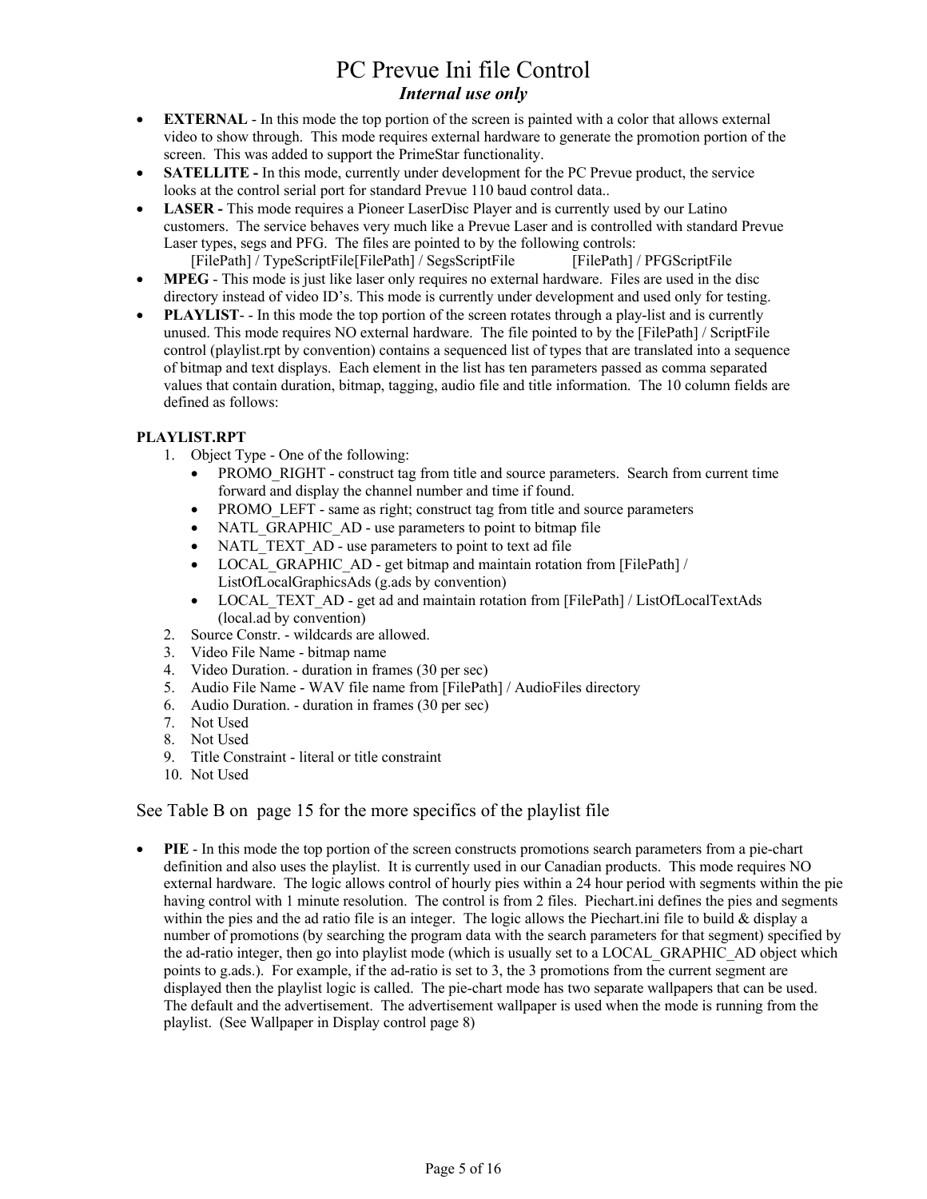- **EXTERNAL** - In this mode the top portion of the screen is painted with a color that allows external video to show through. This mode requires external hardware to generate the promotion portion of the screen. This was added to support the PrimeStar functionality.
- **SATELLITE -** In this mode, currently under development for the PC Prevue product, the service looks at the control serial port for standard Prevue 110 baud control data..
- **LASER -** This mode requires a Pioneer LaserDisc Player and is currently used by our Latino customers. The service behaves very much like a Prevue Laser and is controlled with standard Prevue Laser types, segs and PFG. The files are pointed to by the following controls:
  [FilePath] / TypeScriptFile[FilePath] / SegsScriptFile [FilePath] / PFGScriptFile
- **MPEG** - This mode is just like laser only requires no external hardware. Files are used in the disc directory instead of video ID's. This mode is currently under development and used only for testing.
- **PLAYLIST**- - In this mode the top portion of the screen rotates through a play-list and is currently unused. This mode requires NO external hardware. The file pointed to by the [FilePath] / ScriptFile control (playlist.rpt by convention) contains a sequenced list of types that are translated into a sequence of bitmap and text displays. Each element in the list has ten parameters passed as comma separated values that contain duration, bitmap, tagging, audio file and title information. The 10 column fields are defined as follows:

**PLAYLIST.RPT**

1. Object Type - One of the following:
   - PROMO_RIGHT - construct tag from title and source parameters. Search from current time forward and display the channel number and time if found.
   - PROMO_LEFT - same as right; construct tag from title and source parameters
   - NATL_GRAPHIC_AD - use parameters to point to bitmap file
   - NATL_TEXT_AD - use parameters to point to text ad file
   - LOCAL_GRAPHIC_AD - get bitmap and maintain rotation from [FilePath] / ListOfLocalGraphicsAds (g.ads by convention)
   - LOCAL_TEXT_AD - get ad and maintain rotation from [FilePath] / ListOfLocalTextAds (local.ad by convention)
2. Source Constr. - wildcards are allowed.
3. Video File Name - bitmap name
4. Video Duration. - duration in frames (30 per sec)
5. Audio File Name - WAV file name from [FilePath] / AudioFiles directory
6. Audio Duration. - duration in frames (30 per sec)
7. Not Used
8. Not Used
9. Title Constraint - literal or title constraint
10. Not Used

See Table B on page 15 for the more specifics of the playlist file

- **PIE** - In this mode the top portion of the screen constructs promotions search parameters from a pie-chart definition and also uses the playlist. It is currently used in our Canadian products. This mode requires NO external hardware. The logic allows control of hourly pies within a 24 hour period with segments within the pie having control with 1 minute resolution. The control is from 2 files. Piechart.ini defines the pies and segments within the pies and the ad ratio file is an integer. The logic allows the Piechart.ini file to build & display a number of promotions (by searching the program data with the search parameters for that segment) specified by the ad-ratio integer, then go into playlist mode (which is usually set to a LOCAL_GRAPHIC_AD object which points to g.ads.). For example, if the ad-ratio is set to 3, the 3 promotions from the current segment are displayed then the playlist logic is called. The pie-chart mode has two separate wallpapers that can be used. The default and the advertisement. The advertisement wallpaper is used when the mode is running from the playlist. (See Wallpaper in Display control page 8)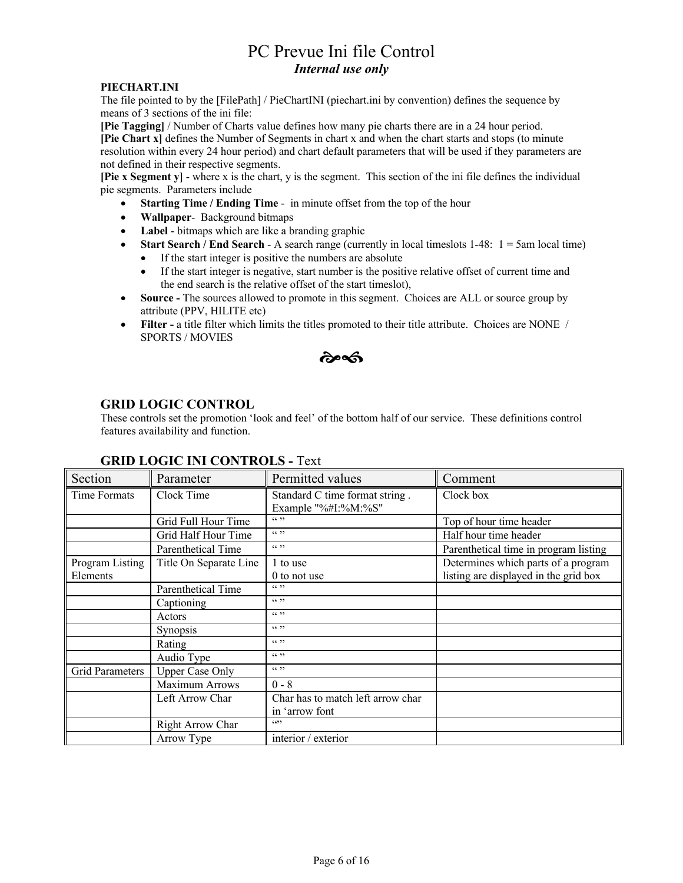# PC Prevue Ini file Control

***Internal use only***

**PIECHART.INI**

The file pointed to by the [FilePath] / PieChartINI (piechart.ini by convention) defines the sequence by means of 3 sections of the ini file:

**[Pie Tagging]** / Number of Charts value defines how many pie charts there are in a 24 hour period.

**[Pie Chart x]** defines the Number of Segments in chart x and when the chart starts and stops (to minute resolution within every 24 hour period) and chart default parameters that will be used if they parameters are not defined in their respective segments.

**[Pie x Segment y]** - where x is the chart, y is the segment. This section of the ini file defines the individual pie segments. Parameters include

- **Starting Time / Ending Time** - in minute offset from the top of the hour
- **Wallpaper**- Background bitmaps
- **Label** - bitmaps which are like a branding graphic
- **Start Search / End Search** - A search range (currently in local timeslots 1-48: 1 = 5am local time)
  - If the start integer is positive the numbers are absolute
  - If the start integer is negative, start number is the positive relative offset of current time and the end search is the relative offset of the start timeslot),
- **Source -** The sources allowed to promote in this segment. Choices are ALL or source group by attribute (PPV, HILITE etc)
- **Filter -** a title filter which limits the titles promoted to their title attribute. Choices are NONE / SPORTS / MOVIES

## GRID LOGIC CONTROL

These controls set the promotion 'look and feel' of the bottom half of our service. These definitions control features availability and function.

### GRID LOGIC INI CONTROLS - Text

| Section | Parameter | Permitted values | Comment |
|---|---|---|---|
| Time Formats | Clock Time | Standard C time format string . Example "%#I:%M:%S" | Clock box |
| | Grid Full Hour Time | " " | Top of hour time header |
| | Grid Half Hour Time | " " | Half hour time header |
| | Parenthetical Time | " " | Parenthetical time in program listing |
| Program Listing Elements | Title On Separate Line | 1 to use<br>0 to not use | Determines which parts of a program listing are displayed in the grid box |
| | Parenthetical Time | " " | |
| | Captioning | " " | |
| | Actors | " " | |
| | Synopsis | " " | |
| | Rating | " " | |
| | Audio Type | " " | |
| Grid Parameters | Upper Case Only | " " | |
| | Maximum Arrows | 0 - 8 | |
| | Left Arrow Char | Char has to match left arrow char in 'arrow font | |
| | Right Arrow Char | "" | |
| | Arrow Type | interior / exterior | |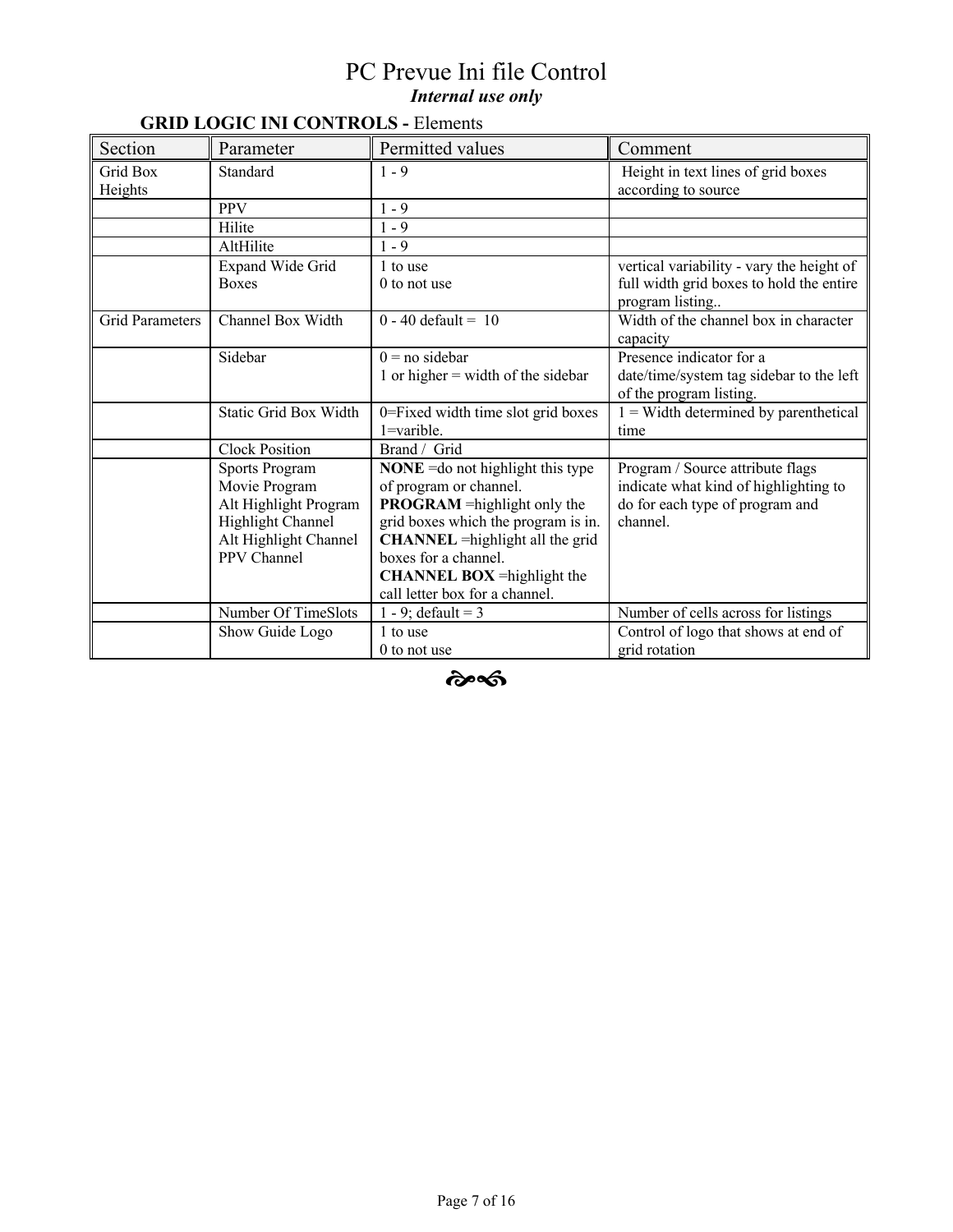# PC Prevue Ini file Control

***Internal use only***

**GRID LOGIC INI CONTROLS -** Elements

| Section | Parameter | Permitted values | Comment |
|---|---|---|---|
| Grid Box Heights | Standard | 1 - 9 | Height in text lines of grid boxes according to source |
| | PPV | 1 - 9 | |
| | Hilite | 1 - 9 | |
| | AltHilite | 1 - 9 | |
| | Expand Wide Grid Boxes | 1 to use<br>0 to not use | vertical variability - vary the height of full width grid boxes to hold the entire program listing.. |
| Grid Parameters | Channel Box Width | 0 - 40 default = 10 | Width of the channel box in character capacity |
| | Sidebar | 0 = no sidebar<br>1 or higher = width of the sidebar | Presence indicator for a date/time/system tag sidebar to the left of the program listing. |
| | Static Grid Box Width | 0=Fixed width time slot grid boxes<br>1=varible. | 1 = Width determined by parenthetical time |
| | Clock Position | Brand / Grid | |
| | Sports Program<br>Movie Program<br>Alt Highlight Program<br>Highlight Channel<br>Alt Highlight Channel<br>PPV Channel | **NONE** =do not highlight this type of program or channel.<br>**PROGRAM** =highlight only the grid boxes which the program is in.<br>**CHANNEL** =highlight all the grid boxes for a channel.<br>**CHANNEL BOX** =highlight the call letter box for a channel. | Program / Source attribute flags indicate what kind of highlighting to do for each type of program and channel. |
| | Number Of TimeSlots | 1 - 9; default = 3 | Number of cells across for listings |
| | Show Guide Logo | 1 to use<br>0 to not use | Control of logo that shows at end of grid rotation |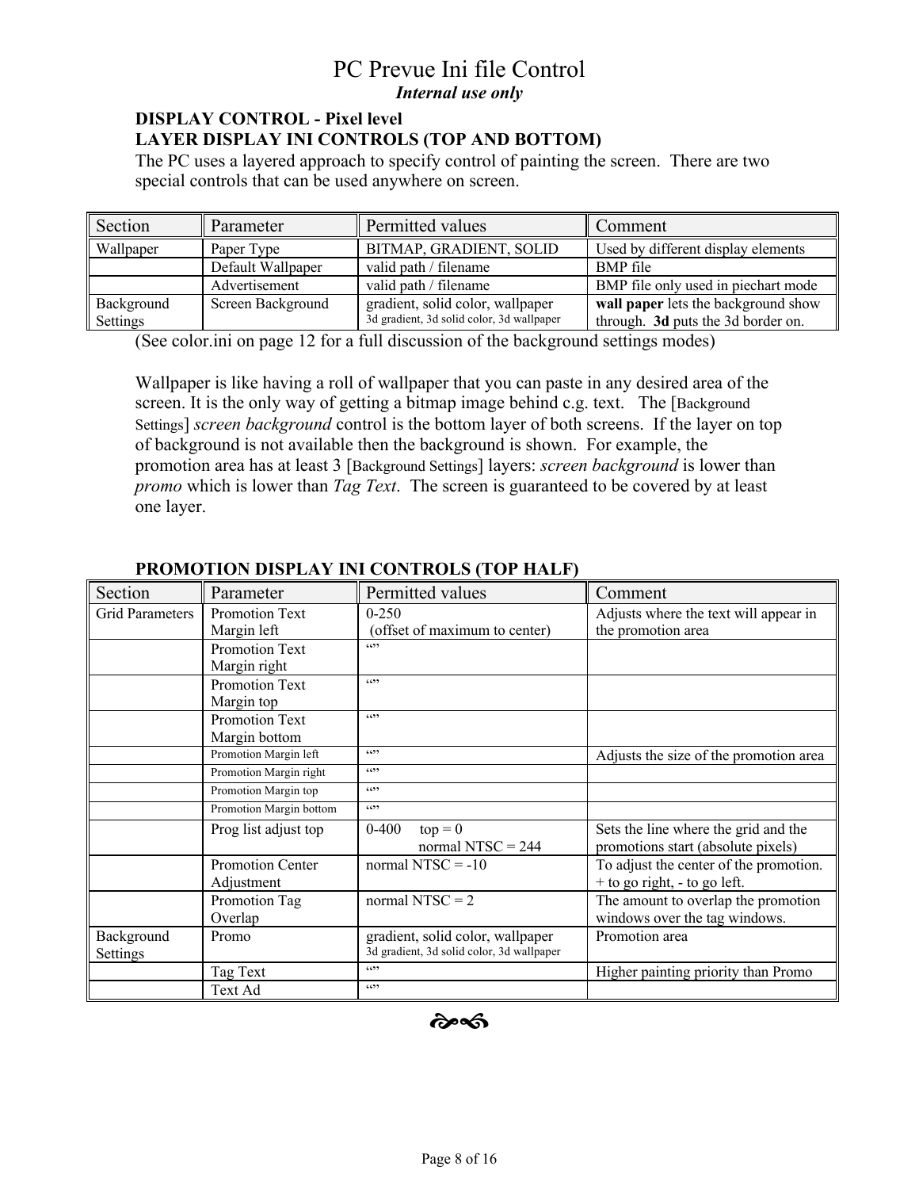# PC Prevue Ini file Control

***Internal use only***

**DISPLAY CONTROL - Pixel level**

**LAYER DISPLAY INI CONTROLS (TOP AND BOTTOM)**

The PC uses a layered approach to specify control of painting the screen. There are two special controls that can be used anywhere on screen.

| Section | Parameter | Permitted values | Comment |
|---|---|---|---|
| Wallpaper | Paper Type | BITMAP, GRADIENT, SOLID | Used by different display elements |
| | Default Wallpaper | valid path / filename | BMP file |
| | Advertisement | valid path / filename | BMP file only used in piechart mode |
| Background Settings | Screen Background | gradient, solid color, wallpaper<br>3d gradient, 3d solid color, 3d wallpaper | **wall paper** lets the background show through. **3d** puts the 3d border on. |

(See color.ini on page 12 for a full discussion of the background settings modes)

Wallpaper is like having a roll of wallpaper that you can paste in any desired area of the screen. It is the only way of getting a bitmap image behind c.g. text. The [Background Settings] *screen background* control is the bottom layer of both screens. If the layer on top of background is not available then the background is shown. For example, the promotion area has at least 3 [Background Settings] layers: *screen background* is lower than *promo* which is lower than *Tag Text*. The screen is guaranteed to be covered by at least one layer.

**PROMOTION DISPLAY INI CONTROLS (TOP HALF)**

| Section | Parameter | Permitted values | Comment |
|---|---|---|---|
| Grid Parameters | Promotion Text Margin left | 0-250<br>(offset of maximum to center) | Adjusts where the text will appear in the promotion area |
| | Promotion Text Margin right | “” | |
| | Promotion Text Margin top | “” | |
| | Promotion Text Margin bottom | “” | |
| | Promotion Margin left | “” | Adjusts the size of the promotion area |
| | Promotion Margin right | “” | |
| | Promotion Margin top | “” | |
| | Promotion Margin bottom | “” | |
| | Prog list adjust top | 0-400 top = 0<br>normal NTSC = 244 | Sets the line where the grid and the promotions start (absolute pixels) |
| | Promotion Center Adjustment | normal NTSC = -10 | To adjust the center of the promotion. + to go right, - to go left. |
| | Promotion Tag Overlap | normal NTSC = 2 | The amount to overlap the promotion windows over the tag windows. |
| Background Settings | Promo | gradient, solid color, wallpaper<br>3d gradient, 3d solid color, 3d wallpaper | Promotion area |
| | Tag Text | “” | Higher painting priority than Promo |
| | Text Ad | “” | |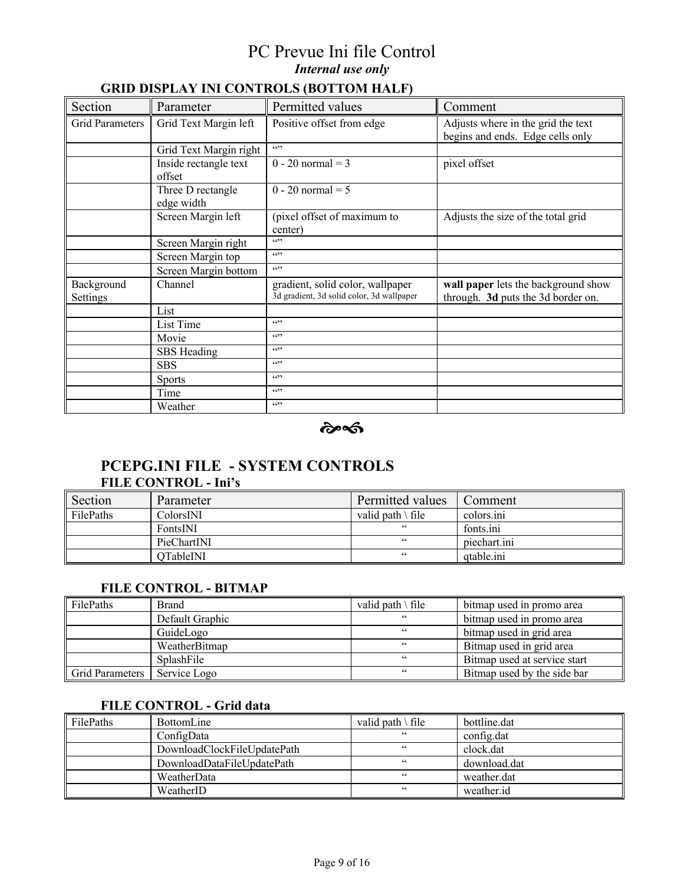# PC Prevue Ini file Control

***Internal use only***

### GRID DISPLAY INI CONTROLS (BOTTOM HALF)

| Section | Parameter | Permitted values | Comment |
|---|---|---|---|
| Grid Parameters | Grid Text Margin left | Positive offset from edge | Adjusts where in the grid the text begins and ends. Edge cells only |
| | Grid Text Margin right | “” | |
| | Inside rectangle text offset | 0 - 20 normal = 3 | pixel offset |
| | Three D rectangle edge width | 0 - 20 normal = 5 | |
| | Screen Margin left | (pixel offset of maximum to center) | Adjusts the size of the total grid |
| | Screen Margin right | “” | |
| | Screen Margin top | “” | |
| | Screen Margin bottom | “” | |
| Background Settings | Channel | gradient, solid color, wallpaper<br>3d gradient, 3d solid color, 3d wallpaper | **wall paper** lets the background show through. **3d** puts the 3d border on. |
| | List | | |
| | List Time | “” | |
| | Movie | “” | |
| | SBS Heading | “” | |
| | SBS | “” | |
| | Sports | “” | |
| | Time | “” | |
| | Weather | “” | |

## PCEPG.INI FILE - SYSTEM CONTROLS

### FILE CONTROL - Ini's

| Section | Parameter | Permitted values | Comment |
|---|---|---|---|
| FilePaths | ColorsINI | valid path \ file | colors.ini |
| | FontsINI | “ | fonts.ini |
| | PieChartINI | “ | piechart.ini |
| | QTableINI | “ | qtable.ini |

### FILE CONTROL - BITMAP

| Section | Parameter | Permitted values | Comment |
|---|---|---|---|
| FilePaths | Brand | valid path \ file | bitmap used in promo area |
| | Default Graphic | “ | bitmap used in promo area |
| | GuideLogo | “ | bitmap used in grid area |
| | WeatherBitmap | “ | Bitmap used in grid area |
| | SplashFile | “ | Bitmap used at service start |
| Grid Parameters | Service Logo | “ | Bitmap used by the side bar |

### FILE CONTROL - Grid data

| Section | Parameter | Permitted values | Comment |
|---|---|---|---|
| FilePaths | BottomLine | valid path \ file | bottline.dat |
| | ConfigData | “ | config.dat |
| | DownloadClockFileUpdatePath | “ | clock.dat |
| | DownloadDataFileUpdatePath | “ | download.dat |
| | WeatherData | “ | weather.dat |
| | WeatherID | “ | weather.id |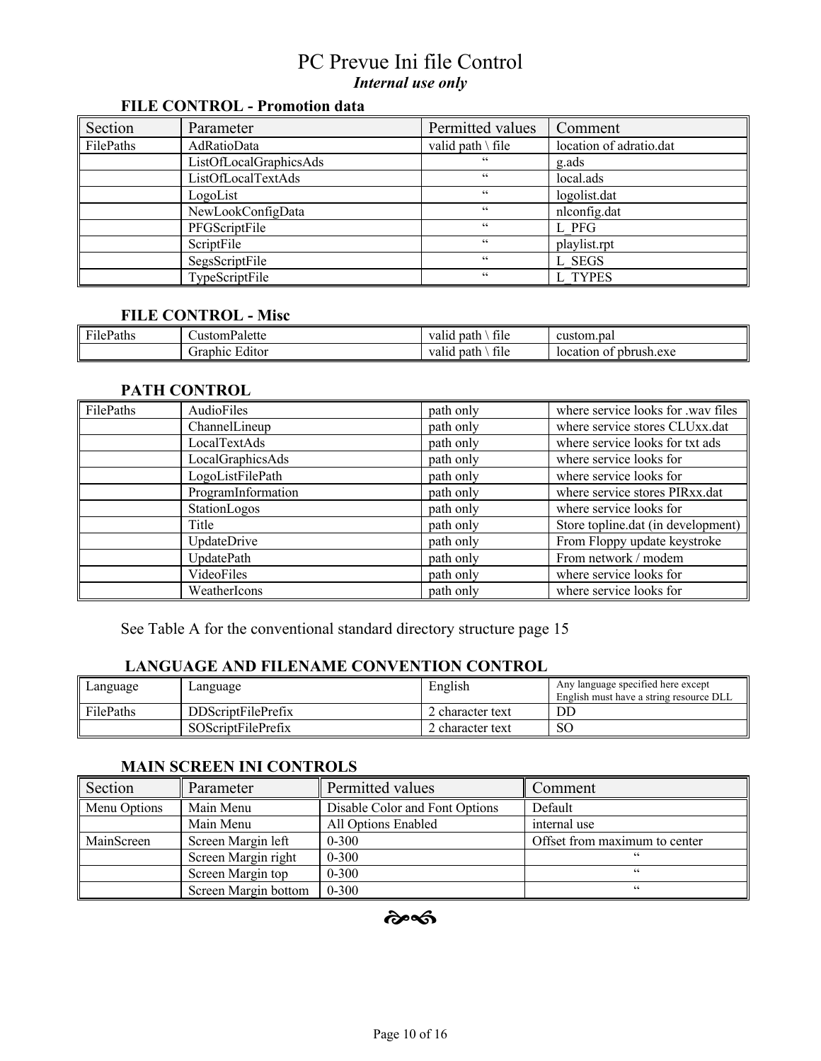# PC Prevue Ini file Control

***Internal use only***

### FILE CONTROL - Promotion data

| Section | Parameter | Permitted values | Comment |
|---|---|---|---|
| FilePaths | AdRatioData | valid path \ file | location of adratio.dat |
| | ListOfLocalGraphicsAds | " | g.ads |
| | ListOfLocalTextAds | " | local.ads |
| | LogoList | " | logolist.dat |
| | NewLookConfigData | " | nlconfig.dat |
| | PFGScriptFile | " | L_PFG |
| | ScriptFile | " | playlist.rpt |
| | SegsScriptFile | " | L_SEGS |
| | TypeScriptFile | " | L_TYPES |

### FILE CONTROL - Misc

| | | | |
|---|---|---|---|
| FilePaths | CustomPalette | valid path \ file | custom.pal |
| | Graphic Editor | valid path \ file | location of pbrush.exe |

### PATH CONTROL

| | | | |
|---|---|---|---|
| FilePaths | AudioFiles | path only | where service looks for .wav files |
| | ChannelLineup | path only | where service stores CLUxx.dat |
| | LocalTextAds | path only | where service looks for txt ads |
| | LocalGraphicsAds | path only | where service looks for |
| | LogoListFilePath | path only | where service looks for |
| | ProgramInformation | path only | where service stores PIRxx.dat |
| | StationLogos | path only | where service looks for |
| | Title | path only | Store topline.dat (in development) |
| | UpdateDrive | path only | From Floppy update keystroke |
| | UpdatePath | path only | From network / modem |
| | VideoFiles | path only | where service looks for |
| | WeatherIcons | path only | where service looks for |

See Table A for the conventional standard directory structure page 15

### LANGUAGE AND FILENAME CONVENTION CONTROL

| | | | |
|---|---|---|---|
| Language | Language | English | Any language specified here except English must have a string resource DLL |
| FilePaths | DDScriptFilePrefix | 2 character text | DD |
| | SOScriptFilePrefix | 2 character text | SO |

### MAIN SCREEN INI CONTROLS

| Section | Parameter | Permitted values | Comment |
|---|---|---|---|
| Menu Options | Main Menu | Disable Color and Font Options | Default |
| | Main Menu | All Options Enabled | internal use |
| MainScreen | Screen Margin left | 0-300 | Offset from maximum to center |
| | Screen Margin right | 0-300 | " |
| | Screen Margin top | 0-300 | " |
| | Screen Margin bottom | 0-300 | " |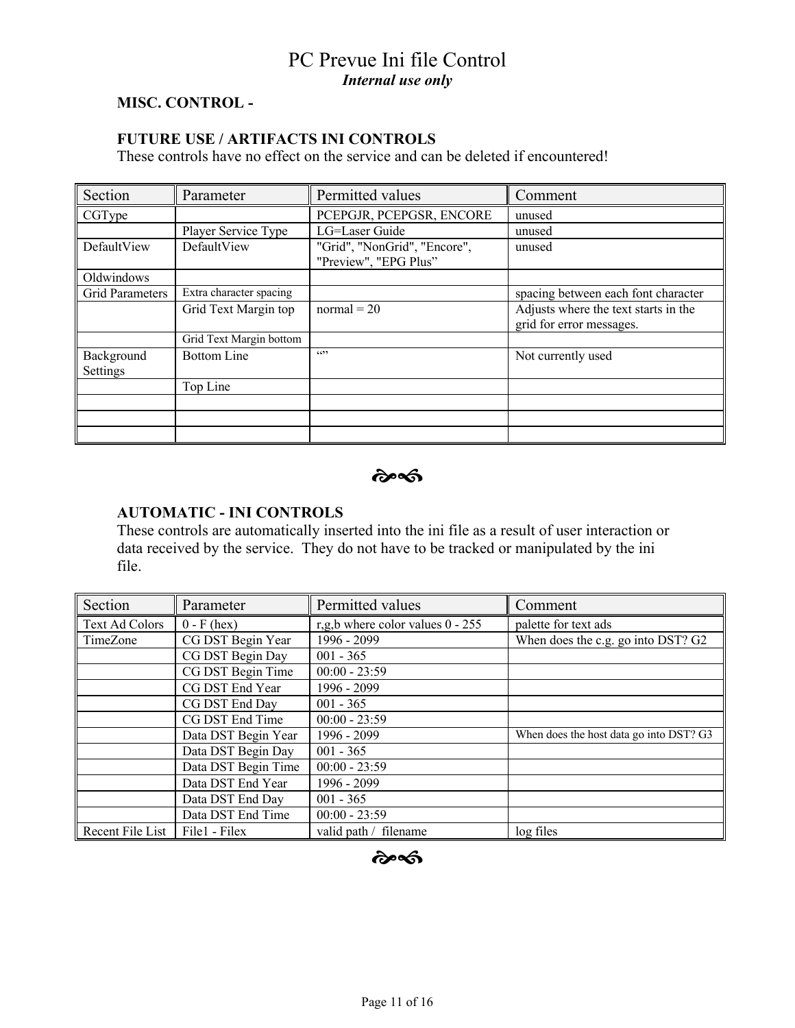# PC Prevue Ini file Control

***Internal use only***

**MISC. CONTROL -**

**FUTURE USE / ARTIFACTS INI CONTROLS**

These controls have no effect on the service and can be deleted if encountered!

| Section | Parameter | Permitted values | Comment |
|---|---|---|---|
| CGType | | PCEPGJR, PCEPGSR, ENCORE | unused |
| | Player Service Type | LG=Laser Guide | unused |
| DefaultView | DefaultView | "Grid", "NonGrid", "Encore", "Preview", "EPG Plus" | unused |
| Oldwindows | | | |
| Grid Parameters | Extra character spacing | | spacing between each font character |
| | Grid Text Margin top | normal = 20 | Adjusts where the text starts in the grid for error messages. |
| | Grid Text Margin bottom | | |
| Background Settings | Bottom Line | “” | Not currently used |
| | Top Line | | |
| | | | |
| | | | |
| | | | |

**AUTOMATIC - INI CONTROLS**

These controls are automatically inserted into the ini file as a result of user interaction or data received by the service. They do not have to be tracked or manipulated by the ini file.

| Section | Parameter | Permitted values | Comment |
|---|---|---|---|
| Text Ad Colors | 0 - F (hex) | r,g,b where color values 0 - 255 | palette for text ads |
| TimeZone | CG DST Begin Year | 1996 - 2099 | When does the c.g. go into DST? G2 |
| | CG DST Begin Day | 001 - 365 | |
| | CG DST Begin Time | 00:00 - 23:59 | |
| | CG DST End Year | 1996 - 2099 | |
| | CG DST End Day | 001 - 365 | |
| | CG DST End Time | 00:00 - 23:59 | |
| | Data DST Begin Year | 1996 - 2099 | When does the host data go into DST? G3 |
| | Data DST Begin Day | 001 - 365 | |
| | Data DST Begin Time | 00:00 - 23:59 | |
| | Data DST End Year | 1996 - 2099 | |
| | Data DST End Day | 001 - 365 | |
| | Data DST End Time | 00:00 - 23:59 | |
| Recent File List | File1 - Filex | valid path / filename | log files |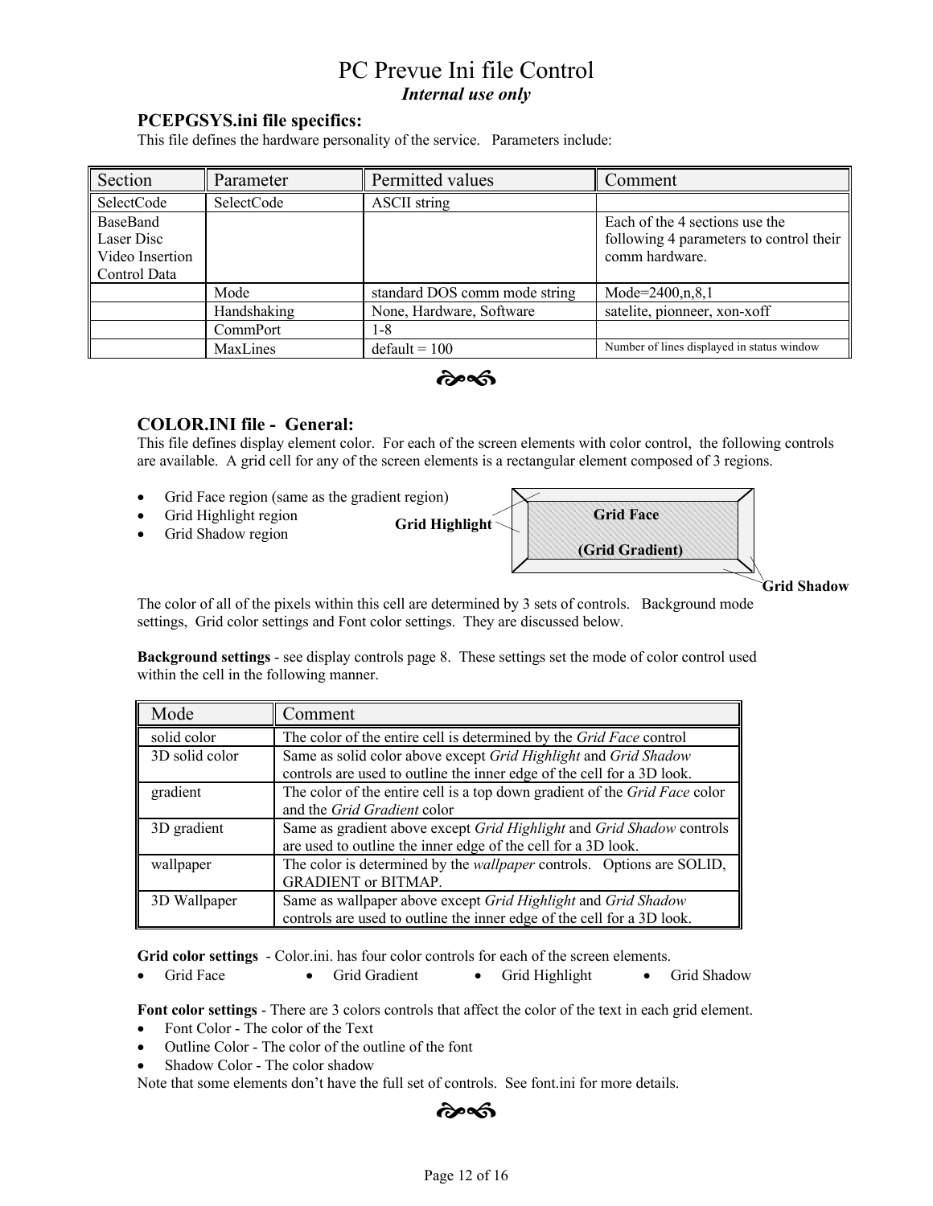# PC Prevue Ini file Control

***Internal use only***

## PCEPGSYS.ini file specifics:

This file defines the hardware personality of the service. Parameters include:

| Section | Parameter | Permitted values | Comment |
|---|---|---|---|
| SelectCode | SelectCode | ASCII string | |
| BaseBand<br>Laser Disc<br>Video Insertion<br>Control Data | | | Each of the 4 sections use the following 4 parameters to control their comm hardware. |
| | Mode | standard DOS comm mode string | Mode=2400,n,8,1 |
| | Handshaking | None, Hardware, Software | satelite, pionneer, xon-xoff |
| | CommPort | 1-8 | |
| | MaxLines | default = 100 | Number of lines displayed in status window |

## COLOR.INI file - General:

This file defines display element color. For each of the screen elements with color control, the following controls are available. A grid cell for any of the screen elements is a rectangular element composed of 3 regions.

- Grid Face region (same as the gradient region)
- Grid Highlight region
- Grid Shadow region

**Grid Highlight** **Grid Face** **(Grid Gradient)** **Grid Shadow**

The color of all of the pixels within this cell are determined by 3 sets of controls. Background mode settings, Grid color settings and Font color settings. They are discussed below.

**Background settings** - see display controls page 8. These settings set the mode of color control used within the cell in the following manner.

| Mode | Comment |
|---|---|
| solid color | The color of the entire cell is determined by the *Grid Face* control |
| 3D solid color | Same as solid color above except *Grid Highlight* and *Grid Shadow* controls are used to outline the inner edge of the cell for a 3D look. |
| gradient | The color of the entire cell is a top down gradient of the *Grid Face* color and the *Grid Gradient* color |
| 3D gradient | Same as gradient above except *Grid Highlight* and *Grid Shadow* controls are used to outline the inner edge of the cell for a 3D look. |
| wallpaper | The color is determined by the *wallpaper* controls. Options are SOLID, GRADIENT or BITMAP. |
| 3D Wallpaper | Same as wallpaper above except *Grid Highlight* and *Grid Shadow* controls are used to outline the inner edge of the cell for a 3D look. |

**Grid color settings** - Color.ini. has four color controls for each of the screen elements.

- Grid Face
- Grid Gradient
- Grid Highlight
- Grid Shadow

**Font color settings** - There are 3 colors controls that affect the color of the text in each grid element.

- Font Color - The color of the Text
- Outline Color - The color of the outline of the font
- Shadow Color - The color shadow

Note that some elements don't have the full set of controls. See font.ini for more details.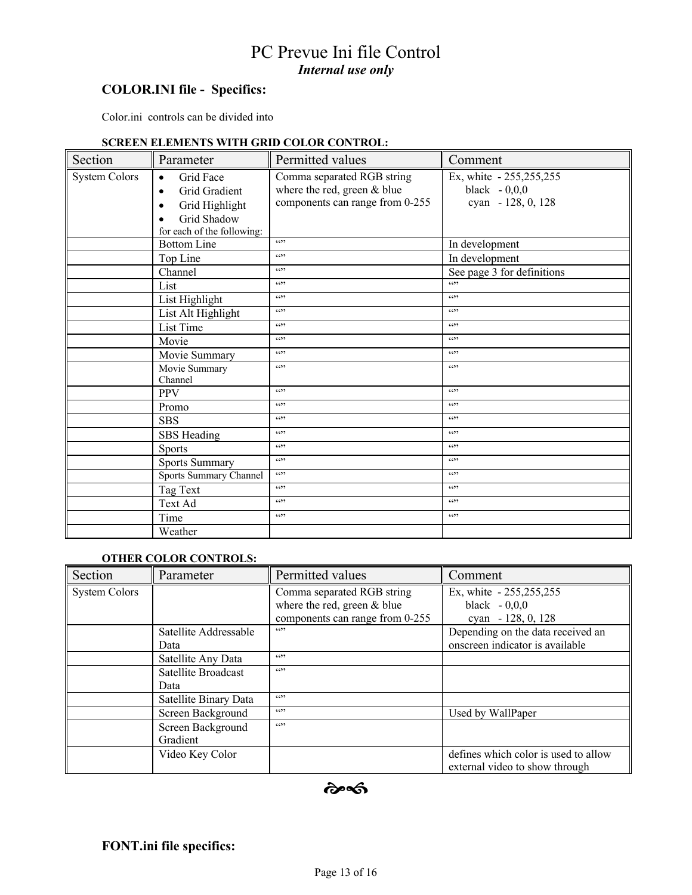# PC Prevue Ini file Control

***Internal use only***

## COLOR.INI file - Specifics:

Color.ini controls can be divided into

**SCREEN ELEMENTS WITH GRID COLOR CONTROL:**

| Section | Parameter | Permitted values | Comment |
|---|---|---|---|
| System Colors | • Grid Face<br>• Grid Gradient<br>• Grid Highlight<br>• Grid Shadow<br>for each of the following: | Comma separated RGB string where the red, green & blue components can range from 0-255 | Ex, white - 255,255,255<br>black - 0,0,0<br>cyan - 128, 0, 128 |
| | Bottom Line | “” | In development |
| | Top Line | “” | In development |
| | Channel | “” | See page 3 for definitions |
| | List | “” | “” |
| | List Highlight | “” | “” |
| | List Alt Highlight | “” | “” |
| | List Time | “” | “” |
| | Movie | “” | “” |
| | Movie Summary | “” | “” |
| | Movie Summary Channel | “” | “” |
| | PPV | “” | “” |
| | Promo | “” | “” |
| | SBS | “” | “” |
| | SBS Heading | “” | “” |
| | Sports | “” | “” |
| | Sports Summary | “” | “” |
| | Sports Summary Channel | “” | “” |
| | Tag Text | “” | “” |
| | Text Ad | “” | “” |
| | Time | “” | “” |
| | Weather | | |

**OTHER COLOR CONTROLS:**

| Section | Parameter | Permitted values | Comment |
|---|---|---|---|
| System Colors | | Comma separated RGB string where the red, green & blue components can range from 0-255 | Ex, white - 255,255,255<br>black - 0,0,0<br>cyan - 128, 0, 128 |
| | Satellite Addressable Data | “” | Depending on the data received an onscreen indicator is available |
| | Satellite Any Data | “” | |
| | Satellite Broadcast Data | “” | |
| | Satellite Binary Data | “” | |
| | Screen Background | “” | Used by WallPaper |
| | Screen Background Gradient | “” | |
| | Video Key Color | | defines which color is used to allow external video to show through |

## FONT.ini file specifics: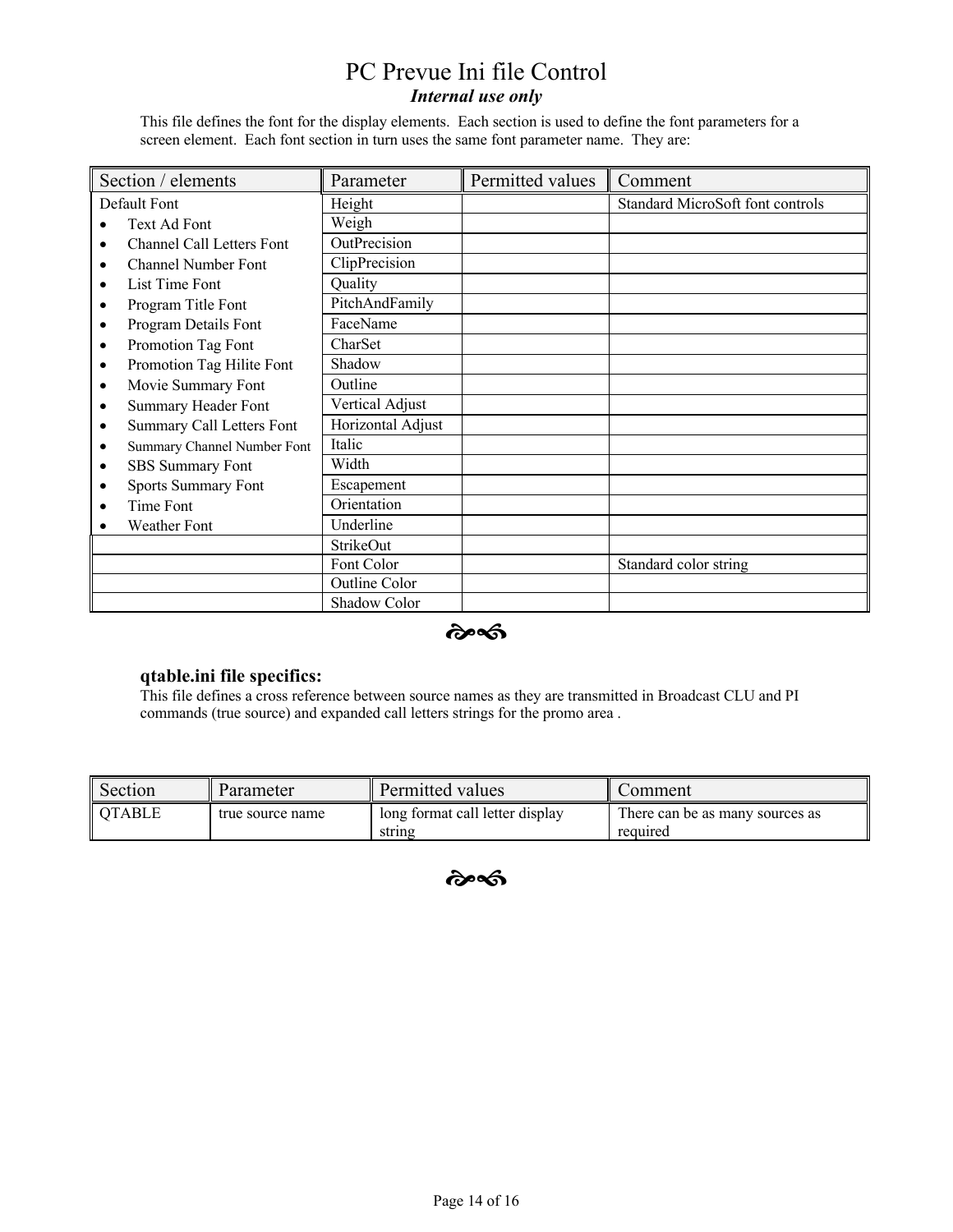# PC Prevue Ini file Control

***Internal use only***

This file defines the font for the display elements. Each section is used to define the font parameters for a screen element. Each font section in turn uses the same font parameter name. They are:

| Section / elements | Parameter | Permitted values | Comment |
|---|---|---|---|
| Default Font | Height | | Standard MicroSoft font controls |
| • Text Ad Font | Weigh | | |
| • Channel Call Letters Font | OutPrecision | | |
| • Channel Number Font | ClipPrecision | | |
| • List Time Font | Quality | | |
| • Program Title Font | PitchAndFamily | | |
| • Program Details Font | FaceName | | |
| • Promotion Tag Font | CharSet | | |
| • Promotion Tag Hilite Font | Shadow | | |
| • Movie Summary Font | Outline | | |
| • Summary Header Font | Vertical Adjust | | |
| • Summary Call Letters Font | Horizontal Adjust | | |
| • Summary Channel Number Font | Italic | | |
| • SBS Summary Font | Width | | |
| • Sports Summary Font | Escapement | | |
| • Time Font | Orientation | | |
| • Weather Font | Underline | | |
| | StrikeOut | | |
| | Font Color | | Standard color string |
| | Outline Color | | |
| | Shadow Color | | |

### qtable.ini file specifics:

This file defines a cross reference between source names as they are transmitted in Broadcast CLU and PI commands (true source) and expanded call letters strings for the promo area .

| Section | Parameter | Permitted values | Comment |
|---|---|---|---|
| QTABLE | true source name | long format call letter display string | There can be as many sources as required |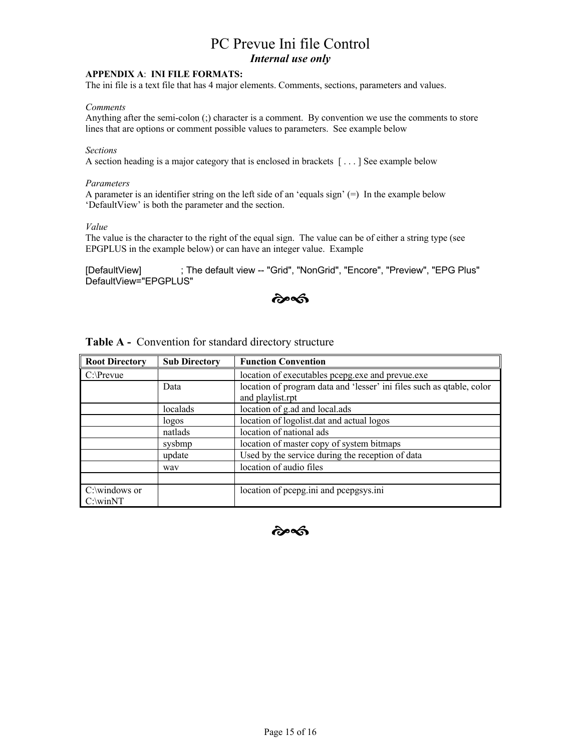# PC Prevue Ini file Control

***Internal use only***

**APPENDIX A**: **INI FILE FORMATS:**

The ini file is a text file that has 4 major elements. Comments, sections, parameters and values.

*Comments*

Anything after the semi-colon (;) character is a comment. By convention we use the comments to store lines that are options or comment possible values to parameters. See example below

*Sections*

A section heading is a major category that is enclosed in brackets [ . . . ] See example below

*Parameters*

A parameter is an identifier string on the left side of an 'equals sign' (=) In the example below 'DefaultView' is both the parameter and the section.

*Value*

The value is the character to the right of the equal sign. The value can be of either a string type (see EPGPLUS in the example below) or can have an integer value. Example

```
[DefaultView]           ; The default view -- "Grid", "NonGrid", "Encore", "Preview", "EPG Plus"
DefaultView="EPGPLUS"
```

**Table A -** Convention for standard directory structure

| Root Directory | Sub Directory | Function Convention |
|---|---|---|
| C:\Prevue | | location of executables pcepg.exe and prevue.exe |
| | Data | location of program data and 'lesser' ini files such as qtable, color and playlist.rpt |
| | localads | location of g.ad and local.ads |
| | logos | location of logolist.dat and actual logos |
| | natlads | location of national ads |
| | sysbmp | location of master copy of system bitmaps |
| | update | Used by the service during the reception of data |
| | wav | location of audio files |
| | | |
| C:\windows or C:\winNT | | location of pcepg.ini and pcepgsys.ini |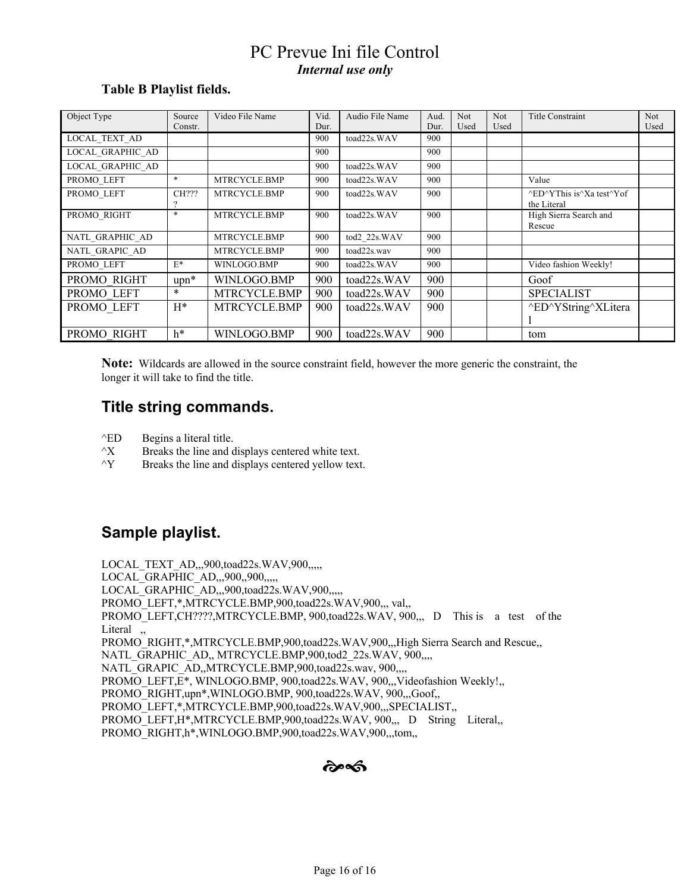# PC Prevue Ini file Control

*Internal use only*

**Table B Playlist fields.**

| Object Type | Source Constr. | Video File Name | Vid. Dur. | Audio File Name | Aud. Dur. | Not Used | Not Used | Title Constraint | Not Used |
|---|---|---|---|---|---|---|---|---|---|
| LOCAL_TEXT_AD | | | 900 | toad22s.WAV | 900 | | | | |
| LOCAL_GRAPHIC_AD | | | 900 | | 900 | | | | |
| LOCAL_GRAPHIC_AD | | | 900 | toad22s.WAV | 900 | | | | |
| PROMO_LEFT | * | MTRCYCLE.BMP | 900 | toad22s.WAV | 900 | | | Value | |
| PROMO_LEFT | CH???? | MTRCYCLE.BMP | 900 | toad22s.WAV | 900 | | | ^ED^YThis is^Xa test^Yof the Literal | |
| PROMO_RIGHT | * | MTRCYCLE.BMP | 900 | toad22s.WAV | 900 | | | High Sierra Search and Rescue | |
| NATL_GRAPHIC_AD | | MTRCYCLE.BMP | 900 | tod2_22s.WAV | 900 | | | | |
| NATL_GRAPIC_AD | | MTRCYCLE.BMP | 900 | toad22s.wav | 900 | | | | |
| PROMO_LEFT | E* | WINLOGO.BMP | 900 | toad22s.WAV | 900 | | | Video fashion Weekly! | |
| PROMO_RIGHT | upn* | WINLOGO.BMP | 900 | toad22s.WAV | 900 | | | Goof | |
| PROMO_LEFT | * | MTRCYCLE.BMP | 900 | toad22s.WAV | 900 | | | SPECIALIST | |
| PROMO_LEFT | H* | MTRCYCLE.BMP | 900 | toad22s.WAV | 900 | | | ^ED^YString^XLiteral | |
| PROMO_RIGHT | h* | WINLOGO.BMP | 900 | toad22s.WAV | 900 | | | tom | |

**Note:** Wildcards are allowed in the source constraint field, however the more generic the constraint, the longer it will take to find the title.

## Title string commands.

^ED Begins a literal title.
^X Breaks the line and displays centered white text.
^Y Breaks the line and displays centered yellow text.

## Sample playlist.

LOCAL_TEXT_AD,,,900,toad22s.WAV,900,,,,,
LOCAL_GRAPHIC_AD,,,900,,900,,,,,
LOCAL_GRAPHIC_AD,,,900,toad22s.WAV,900,,,,,
PROMO_LEFT,*,MTRCYCLE.BMP,900,toad22s.WAV,900,,, val,,
PROMO_LEFT,CH????,MTRCYCLE.BMP, 900,toad22s.WAV, 900,,, D This is a test of the Literal ,,
PROMO_RIGHT,*,MTRCYCLE.BMP,900,toad22s.WAV,900,,,High Sierra Search and Rescue,,
NATL_GRAPHIC_AD,, MTRCYCLE.BMP,900,tod2_22s.WAV, 900,,,,
NATL_GRAPIC_AD,,MTRCYCLE.BMP,900,toad22s.wav, 900,,,,
PROMO_LEFT,E*, WINLOGO.BMP, 900,toad22s.WAV, 900,,,Videofashion Weekly!,,
PROMO_RIGHT,upn*,WINLOGO.BMP, 900,toad22s.WAV, 900,,,Goof,,
PROMO_LEFT,*,MTRCYCLE.BMP,900,toad22s.WAV,900,,,SPECIALIST,,
PROMO_LEFT,H*,MTRCYCLE.BMP,900,toad22s.WAV, 900,,, D String Literal,,
PROMO_RIGHT,h*,WINLOGO.BMP,900,toad22s.WAV,900,,,tom,,